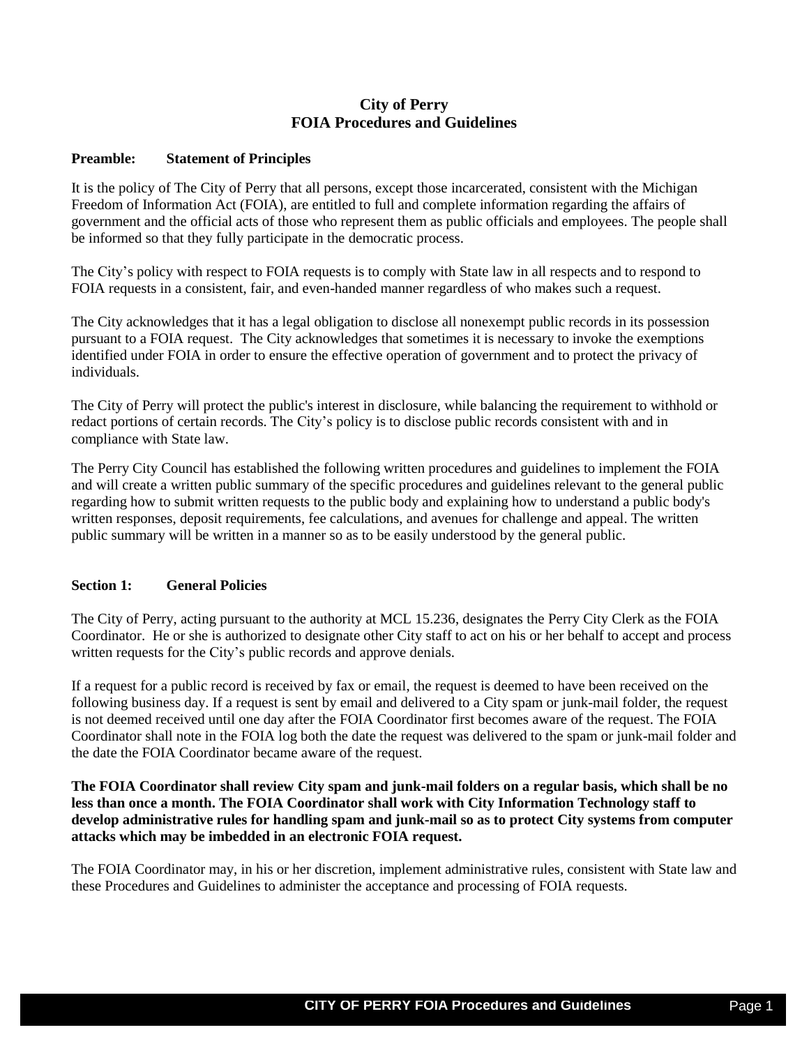# City of Perry
# FOIA Procedures and Guidelines

## Preamble: Statement of Principles

It is the policy of The City of Perry that all persons, except those incarcerated, consistent with the Michigan Freedom of Information Act (FOIA), are entitled to full and complete information regarding the affairs of government and the official acts of those who represent them as public officials and employees. The people shall be informed so that they fully participate in the democratic process.

The City's policy with respect to FOIA requests is to comply with State law in all respects and to respond to FOIA requests in a consistent, fair, and even-handed manner regardless of who makes such a request.

The City acknowledges that it has a legal obligation to disclose all nonexempt public records in its possession pursuant to a FOIA request. The City acknowledges that sometimes it is necessary to invoke the exemptions identified under FOIA in order to ensure the effective operation of government and to protect the privacy of individuals.

The City of Perry will protect the public's interest in disclosure, while balancing the requirement to withhold or redact portions of certain records. The City's policy is to disclose public records consistent with and in compliance with State law.

The Perry City Council has established the following written procedures and guidelines to implement the FOIA and will create a written public summary of the specific procedures and guidelines relevant to the general public regarding how to submit written requests to the public body and explaining how to understand a public body's written responses, deposit requirements, fee calculations, and avenues for challenge and appeal. The written public summary will be written in a manner so as to be easily understood by the general public.

## Section 1: General Policies

The City of Perry, acting pursuant to the authority at MCL 15.236, designates the Perry City Clerk as the FOIA Coordinator. He or she is authorized to designate other City staff to act on his or her behalf to accept and process written requests for the City's public records and approve denials.

If a request for a public record is received by fax or email, the request is deemed to have been received on the following business day. If a request is sent by email and delivered to a City spam or junk-mail folder, the request is not deemed received until one day after the FOIA Coordinator first becomes aware of the request. The FOIA Coordinator shall note in the FOIA log both the date the request was delivered to the spam or junk-mail folder and the date the FOIA Coordinator became aware of the request.

**The FOIA Coordinator shall review City spam and junk-mail folders on a regular basis, which shall be no less than once a month. The FOIA Coordinator shall work with City Information Technology staff to develop administrative rules for handling spam and junk-mail so as to protect City systems from computer attacks which may be imbedded in an electronic FOIA request.**

The FOIA Coordinator may, in his or her discretion, implement administrative rules, consistent with State law and these Procedures and Guidelines to administer the acceptance and processing of FOIA requests.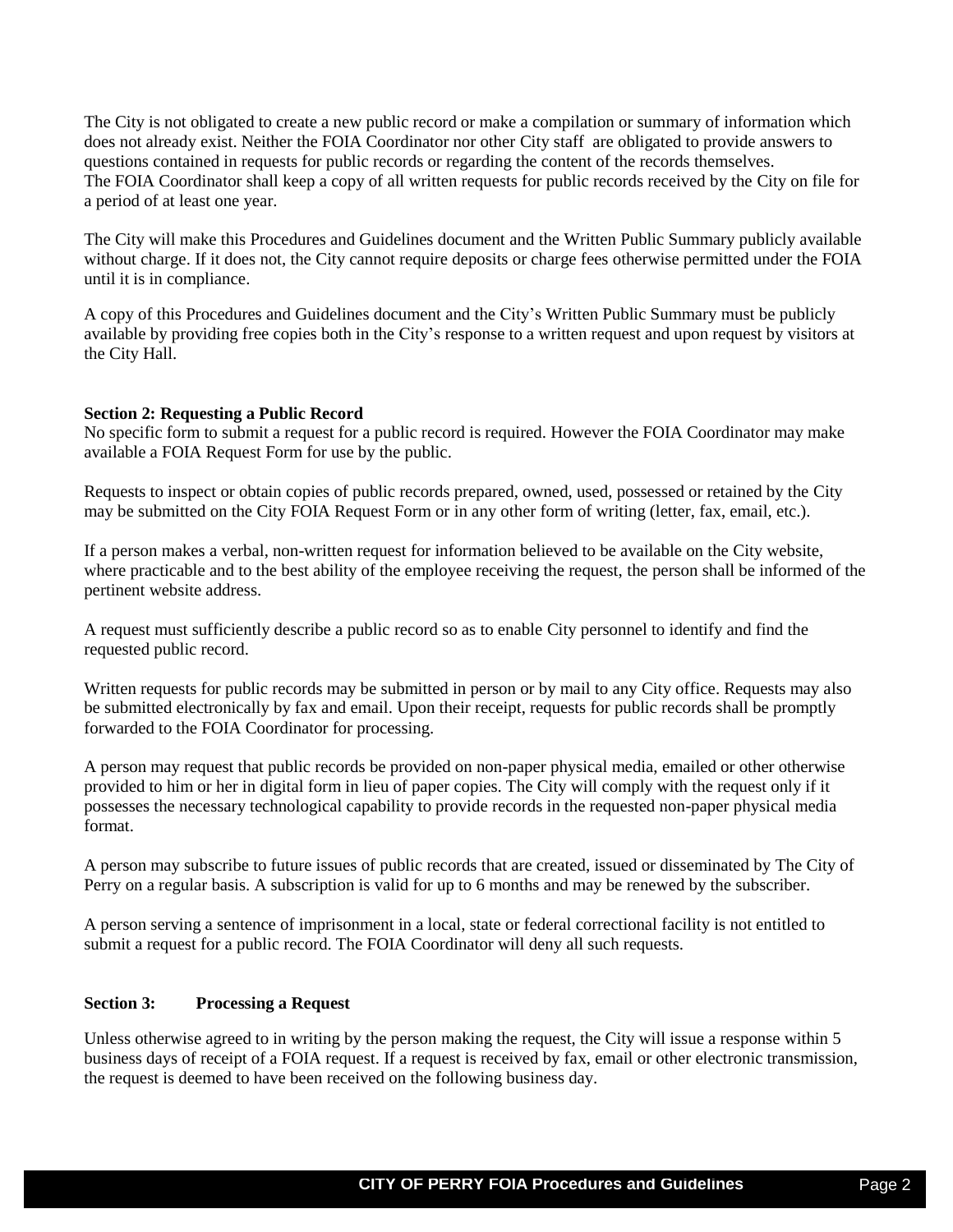The City is not obligated to create a new public record or make a compilation or summary of information which does not already exist. Neither the FOIA Coordinator nor other City staff are obligated to provide answers to questions contained in requests for public records or regarding the content of the records themselves. The FOIA Coordinator shall keep a copy of all written requests for public records received by the City on file for a period of at least one year.

The City will make this Procedures and Guidelines document and the Written Public Summary publicly available without charge. If it does not, the City cannot require deposits or charge fees otherwise permitted under the FOIA until it is in compliance.

A copy of this Procedures and Guidelines document and the City's Written Public Summary must be publicly available by providing free copies both in the City's response to a written request and upon request by visitors at the City Hall.

**Section 2: Requesting a Public Record**

No specific form to submit a request for a public record is required. However the FOIA Coordinator may make available a FOIA Request Form for use by the public.

Requests to inspect or obtain copies of public records prepared, owned, used, possessed or retained by the City may be submitted on the City FOIA Request Form or in any other form of writing (letter, fax, email, etc.).

If a person makes a verbal, non-written request for information believed to be available on the City website, where practicable and to the best ability of the employee receiving the request, the person shall be informed of the pertinent website address.

A request must sufficiently describe a public record so as to enable City personnel to identify and find the requested public record.

Written requests for public records may be submitted in person or by mail to any City office. Requests may also be submitted electronically by fax and email. Upon their receipt, requests for public records shall be promptly forwarded to the FOIA Coordinator for processing.

A person may request that public records be provided on non-paper physical media, emailed or other otherwise provided to him or her in digital form in lieu of paper copies. The City will comply with the request only if it possesses the necessary technological capability to provide records in the requested non-paper physical media format.

A person may subscribe to future issues of public records that are created, issued or disseminated by The City of Perry on a regular basis. A subscription is valid for up to 6 months and may be renewed by the subscriber.

A person serving a sentence of imprisonment in a local, state or federal correctional facility is not entitled to submit a request for a public record. The FOIA Coordinator will deny all such requests.

**Section 3: Processing a Request**

Unless otherwise agreed to in writing by the person making the request, the City will issue a response within 5 business days of receipt of a FOIA request. If a request is received by fax, email or other electronic transmission, the request is deemed to have been received on the following business day.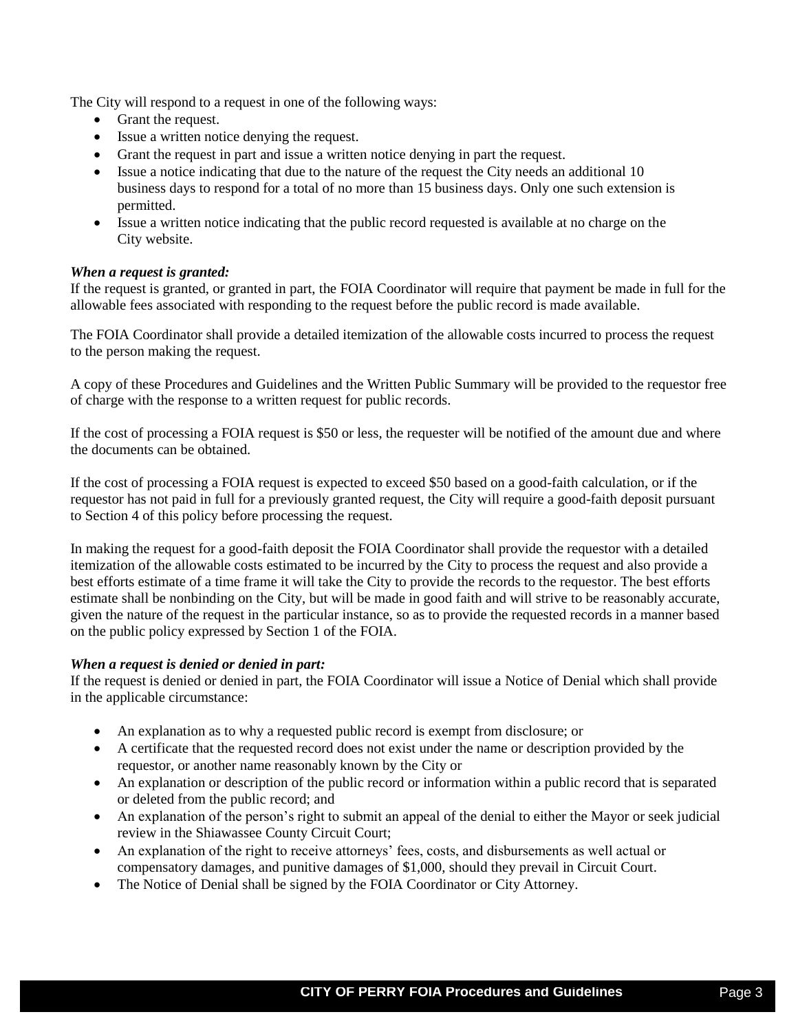The City will respond to a request in one of the following ways:

- Grant the request.
- Issue a written notice denying the request.
- Grant the request in part and issue a written notice denying in part the request.
- Issue a notice indicating that due to the nature of the request the City needs an additional 10 business days to respond for a total of no more than 15 business days. Only one such extension is permitted.
- Issue a written notice indicating that the public record requested is available at no charge on the City website.

***When a request is granted:***
If the request is granted, or granted in part, the FOIA Coordinator will require that payment be made in full for the allowable fees associated with responding to the request before the public record is made available.

The FOIA Coordinator shall provide a detailed itemization of the allowable costs incurred to process the request to the person making the request.

A copy of these Procedures and Guidelines and the Written Public Summary will be provided to the requestor free of charge with the response to a written request for public records.

If the cost of processing a FOIA request is $50 or less, the requester will be notified of the amount due and where the documents can be obtained.

If the cost of processing a FOIA request is expected to exceed $50 based on a good-faith calculation, or if the requestor has not paid in full for a previously granted request, the City will require a good-faith deposit pursuant to Section 4 of this policy before processing the request.

In making the request for a good-faith deposit the FOIA Coordinator shall provide the requestor with a detailed itemization of the allowable costs estimated to be incurred by the City to process the request and also provide a best efforts estimate of a time frame it will take the City to provide the records to the requestor. The best efforts estimate shall be nonbinding on the City, but will be made in good faith and will strive to be reasonably accurate, given the nature of the request in the particular instance, so as to provide the requested records in a manner based on the public policy expressed by Section 1 of the FOIA.

***When a request is denied or denied in part:***
If the request is denied or denied in part, the FOIA Coordinator will issue a Notice of Denial which shall provide in the applicable circumstance:

- An explanation as to why a requested public record is exempt from disclosure; or
- A certificate that the requested record does not exist under the name or description provided by the requestor, or another name reasonably known by the City or
- An explanation or description of the public record or information within a public record that is separated or deleted from the public record; and
- An explanation of the person's right to submit an appeal of the denial to either the Mayor or seek judicial review in the Shiawassee County Circuit Court;
- An explanation of the right to receive attorneys' fees, costs, and disbursements as well actual or compensatory damages, and punitive damages of $1,000, should they prevail in Circuit Court.
- The Notice of Denial shall be signed by the FOIA Coordinator or City Attorney.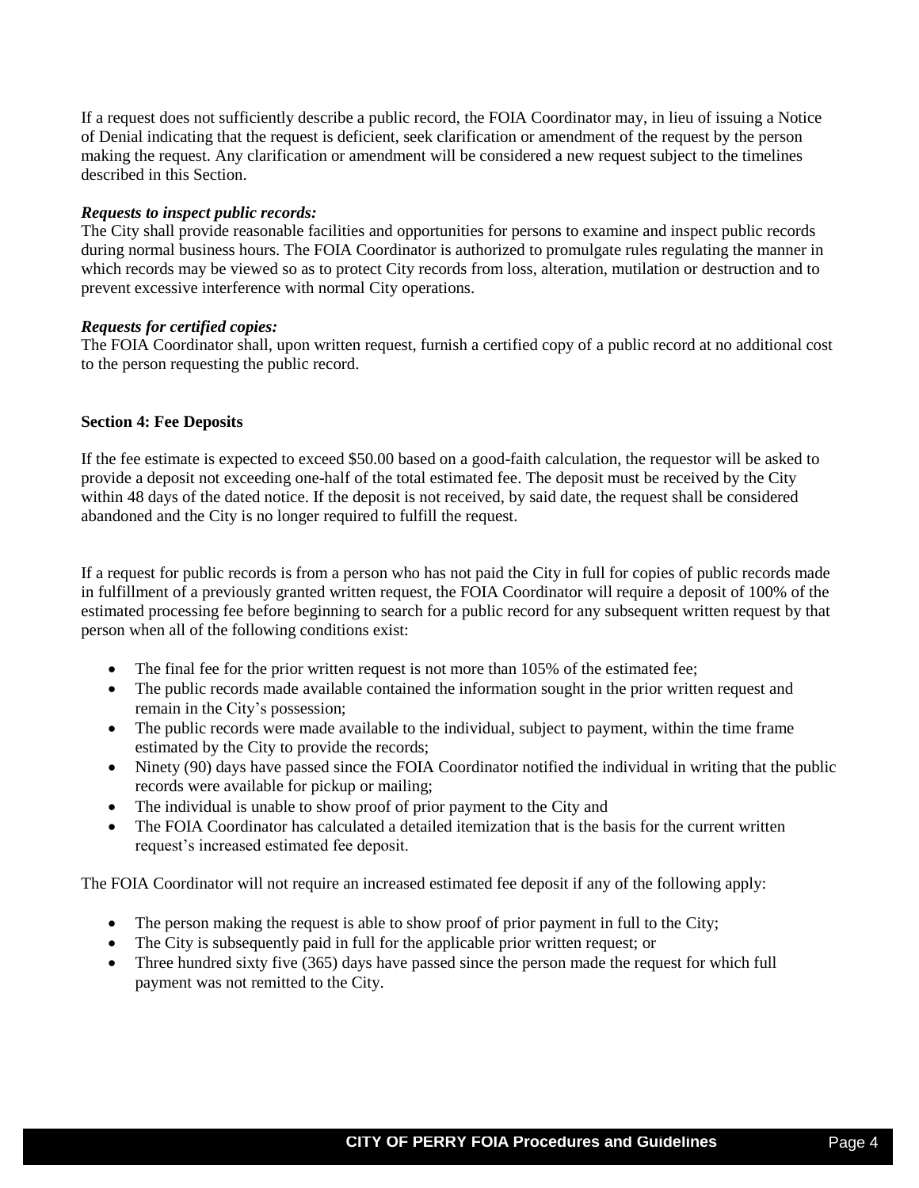If a request does not sufficiently describe a public record, the FOIA Coordinator may, in lieu of issuing a Notice of Denial indicating that the request is deficient, seek clarification or amendment of the request by the person making the request. Any clarification or amendment will be considered a new request subject to the timelines described in this Section.

***Requests to inspect public records:***
The City shall provide reasonable facilities and opportunities for persons to examine and inspect public records during normal business hours. The FOIA Coordinator is authorized to promulgate rules regulating the manner in which records may be viewed so as to protect City records from loss, alteration, mutilation or destruction and to prevent excessive interference with normal City operations.

***Requests for certified copies:***
The FOIA Coordinator shall, upon written request, furnish a certified copy of a public record at no additional cost to the person requesting the public record.

**Section 4: Fee Deposits**

If the fee estimate is expected to exceed $50.00 based on a good-faith calculation, the requestor will be asked to provide a deposit not exceeding one-half of the total estimated fee. The deposit must be received by the City within 48 days of the dated notice. If the deposit is not received, by said date, the request shall be considered abandoned and the City is no longer required to fulfill the request.

If a request for public records is from a person who has not paid the City in full for copies of public records made in fulfillment of a previously granted written request, the FOIA Coordinator will require a deposit of 100% of the estimated processing fee before beginning to search for a public record for any subsequent written request by that person when all of the following conditions exist:

- The final fee for the prior written request is not more than 105% of the estimated fee;
- The public records made available contained the information sought in the prior written request and remain in the City's possession;
- The public records were made available to the individual, subject to payment, within the time frame estimated by the City to provide the records;
- Ninety (90) days have passed since the FOIA Coordinator notified the individual in writing that the public records were available for pickup or mailing;
- The individual is unable to show proof of prior payment to the City and
- The FOIA Coordinator has calculated a detailed itemization that is the basis for the current written request's increased estimated fee deposit.

The FOIA Coordinator will not require an increased estimated fee deposit if any of the following apply:

- The person making the request is able to show proof of prior payment in full to the City;
- The City is subsequently paid in full for the applicable prior written request; or
- Three hundred sixty five (365) days have passed since the person made the request for which full payment was not remitted to the City.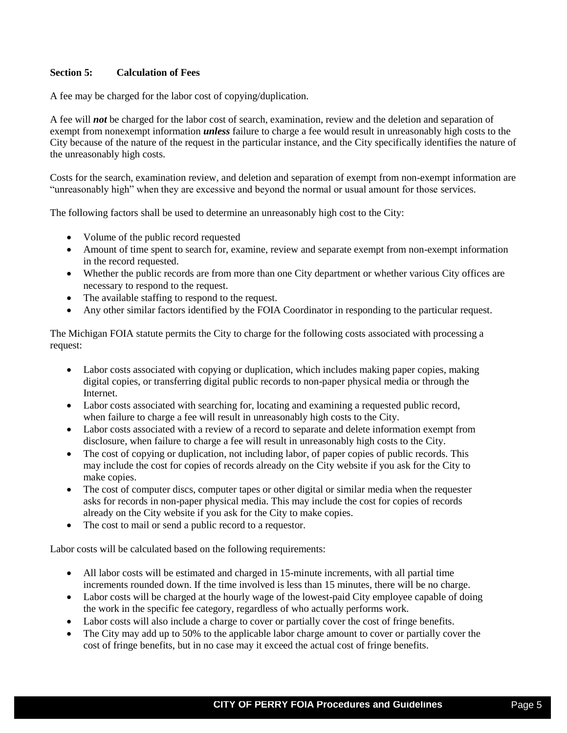### Section 5: Calculation of Fees

A fee may be charged for the labor cost of copying/duplication.

A fee will ***not*** be charged for the labor cost of search, examination, review and the deletion and separation of exempt from nonexempt information ***unless*** failure to charge a fee would result in unreasonably high costs to the City because of the nature of the request in the particular instance, and the City specifically identifies the nature of the unreasonably high costs.

Costs for the search, examination review, and deletion and separation of exempt from non-exempt information are "unreasonably high" when they are excessive and beyond the normal or usual amount for those services.

The following factors shall be used to determine an unreasonably high cost to the City:

- Volume of the public record requested
- Amount of time spent to search for, examine, review and separate exempt from non-exempt information in the record requested.
- Whether the public records are from more than one City department or whether various City offices are necessary to respond to the request.
- The available staffing to respond to the request.
- Any other similar factors identified by the FOIA Coordinator in responding to the particular request.

The Michigan FOIA statute permits the City to charge for the following costs associated with processing a request:

- Labor costs associated with copying or duplication, which includes making paper copies, making digital copies, or transferring digital public records to non-paper physical media or through the Internet.
- Labor costs associated with searching for, locating and examining a requested public record, when failure to charge a fee will result in unreasonably high costs to the City.
- Labor costs associated with a review of a record to separate and delete information exempt from disclosure, when failure to charge a fee will result in unreasonably high costs to the City.
- The cost of copying or duplication, not including labor, of paper copies of public records. This may include the cost for copies of records already on the City website if you ask for the City to make copies.
- The cost of computer discs, computer tapes or other digital or similar media when the requester asks for records in non-paper physical media. This may include the cost for copies of records already on the City website if you ask for the City to make copies.
- The cost to mail or send a public record to a requestor.

Labor costs will be calculated based on the following requirements:

- All labor costs will be estimated and charged in 15-minute increments, with all partial time increments rounded down. If the time involved is less than 15 minutes, there will be no charge.
- Labor costs will be charged at the hourly wage of the lowest-paid City employee capable of doing the work in the specific fee category, regardless of who actually performs work.
- Labor costs will also include a charge to cover or partially cover the cost of fringe benefits.
- The City may add up to 50% to the applicable labor charge amount to cover or partially cover the cost of fringe benefits, but in no case may it exceed the actual cost of fringe benefits.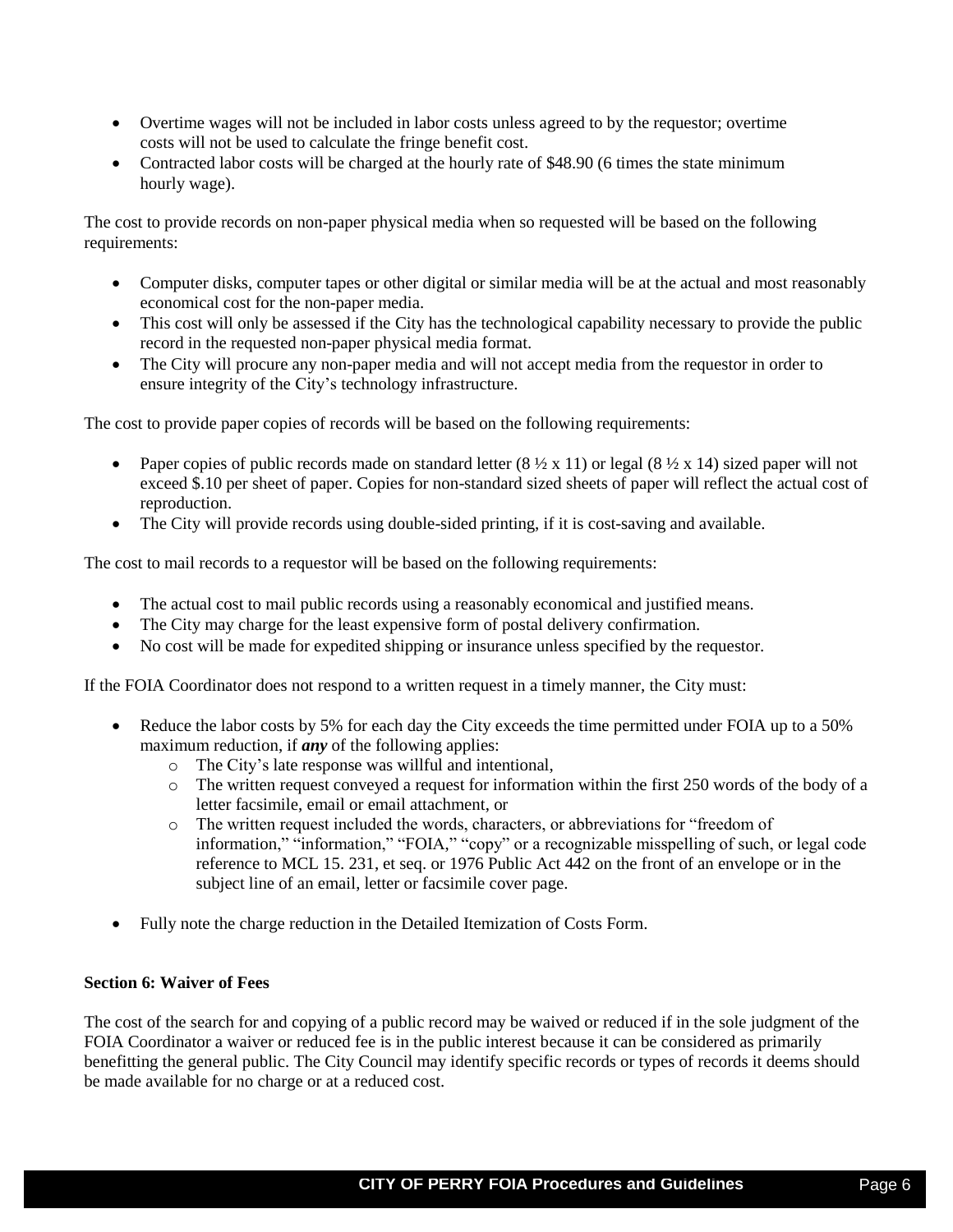- Overtime wages will not be included in labor costs unless agreed to by the requestor; overtime costs will not be used to calculate the fringe benefit cost.
- Contracted labor costs will be charged at the hourly rate of $48.90 (6 times the state minimum hourly wage).

The cost to provide records on non-paper physical media when so requested will be based on the following requirements:

- Computer disks, computer tapes or other digital or similar media will be at the actual and most reasonably economical cost for the non-paper media.
- This cost will only be assessed if the City has the technological capability necessary to provide the public record in the requested non-paper physical media format.
- The City will procure any non-paper media and will not accept media from the requestor in order to ensure integrity of the City's technology infrastructure.

The cost to provide paper copies of records will be based on the following requirements:

- Paper copies of public records made on standard letter (8 ½ x 11) or legal (8 ½ x 14) sized paper will not exceed $.10 per sheet of paper. Copies for non-standard sized sheets of paper will reflect the actual cost of reproduction.
- The City will provide records using double-sided printing, if it is cost-saving and available.

The cost to mail records to a requestor will be based on the following requirements:

- The actual cost to mail public records using a reasonably economical and justified means.
- The City may charge for the least expensive form of postal delivery confirmation.
- No cost will be made for expedited shipping or insurance unless specified by the requestor.

If the FOIA Coordinator does not respond to a written request in a timely manner, the City must:

- Reduce the labor costs by 5% for each day the City exceeds the time permitted under FOIA up to a 50% maximum reduction, if ***any*** of the following applies:
  - The City's late response was willful and intentional,
  - The written request conveyed a request for information within the first 250 words of the body of a letter facsimile, email or email attachment, or
  - The written request included the words, characters, or abbreviations for "freedom of information," "information," "FOIA," "copy" or a recognizable misspelling of such, or legal code reference to MCL 15. 231, et seq. or 1976 Public Act 442 on the front of an envelope or in the subject line of an email, letter or facsimile cover page.
- Fully note the charge reduction in the Detailed Itemization of Costs Form.

**Section 6: Waiver of Fees**

The cost of the search for and copying of a public record may be waived or reduced if in the sole judgment of the FOIA Coordinator a waiver or reduced fee is in the public interest because it can be considered as primarily benefitting the general public. The City Council may identify specific records or types of records it deems should be made available for no charge or at a reduced cost.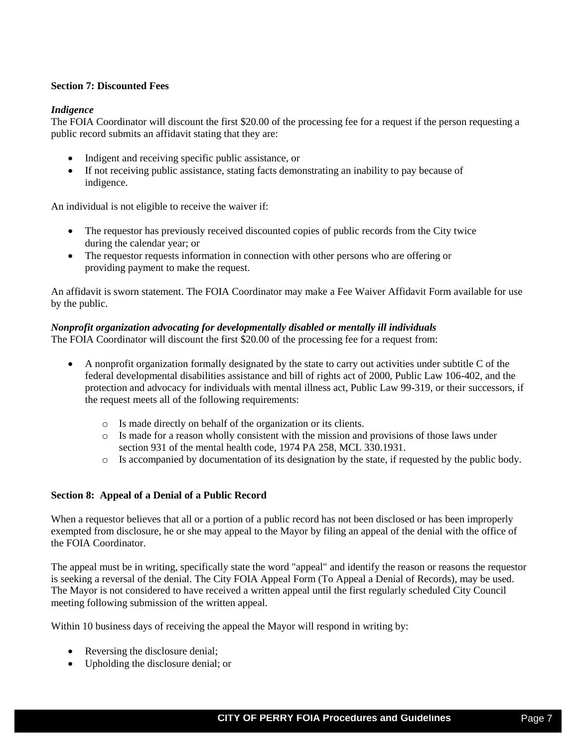**Section 7: Discounted Fees**

***Indigence***

The FOIA Coordinator will discount the first $20.00 of the processing fee for a request if the person requesting a public record submits an affidavit stating that they are:

- Indigent and receiving specific public assistance, or
- If not receiving public assistance, stating facts demonstrating an inability to pay because of indigence.

An individual is not eligible to receive the waiver if:

- The requestor has previously received discounted copies of public records from the City twice during the calendar year; or
- The requestor requests information in connection with other persons who are offering or providing payment to make the request.

An affidavit is sworn statement. The FOIA Coordinator may make a Fee Waiver Affidavit Form available for use by the public.

***Nonprofit organization advocating for developmentally disabled or mentally ill individuals***

The FOIA Coordinator will discount the first $20.00 of the processing fee for a request from:

- A nonprofit organization formally designated by the state to carry out activities under subtitle C of the federal developmental disabilities assistance and bill of rights act of 2000, Public Law 106-402, and the protection and advocacy for individuals with mental illness act, Public Law 99-319, or their successors, if the request meets all of the following requirements:
    - Is made directly on behalf of the organization or its clients.
    - Is made for a reason wholly consistent with the mission and provisions of those laws under section 931 of the mental health code, 1974 PA 258, MCL 330.1931.
    - Is accompanied by documentation of its designation by the state, if requested by the public body.

**Section 8: Appeal of a Denial of a Public Record**

When a requestor believes that all or a portion of a public record has not been disclosed or has been improperly exempted from disclosure, he or she may appeal to the Mayor by filing an appeal of the denial with the office of the FOIA Coordinator.

The appeal must be in writing, specifically state the word "appeal" and identify the reason or reasons the requestor is seeking a reversal of the denial. The City FOIA Appeal Form (To Appeal a Denial of Records), may be used. The Mayor is not considered to have received a written appeal until the first regularly scheduled City Council meeting following submission of the written appeal.

Within 10 business days of receiving the appeal the Mayor will respond in writing by:

- Reversing the disclosure denial;
- Upholding the disclosure denial; or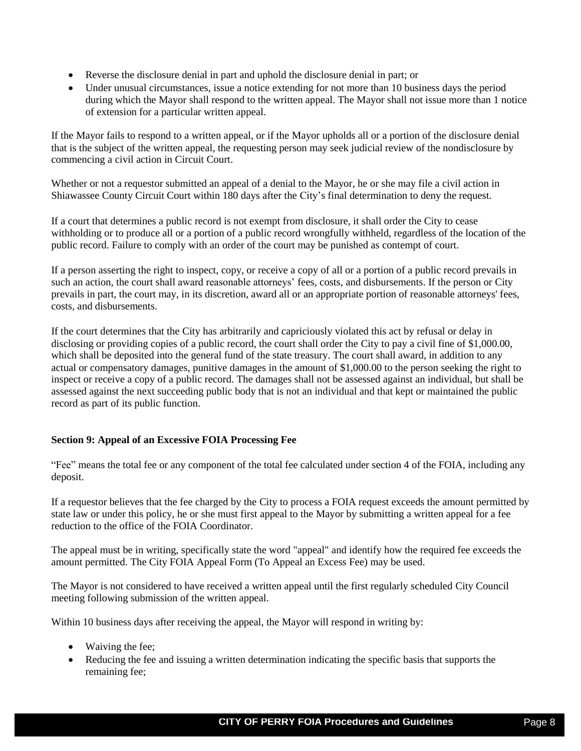- Reverse the disclosure denial in part and uphold the disclosure denial in part; or
- Under unusual circumstances, issue a notice extending for not more than 10 business days the period during which the Mayor shall respond to the written appeal. The Mayor shall not issue more than 1 notice of extension for a particular written appeal.

If the Mayor fails to respond to a written appeal, or if the Mayor upholds all or a portion of the disclosure denial that is the subject of the written appeal, the requesting person may seek judicial review of the nondisclosure by commencing a civil action in Circuit Court.

Whether or not a requestor submitted an appeal of a denial to the Mayor, he or she may file a civil action in Shiawassee County Circuit Court within 180 days after the City's final determination to deny the request.

If a court that determines a public record is not exempt from disclosure, it shall order the City to cease withholding or to produce all or a portion of a public record wrongfully withheld, regardless of the location of the public record. Failure to comply with an order of the court may be punished as contempt of court.

If a person asserting the right to inspect, copy, or receive a copy of all or a portion of a public record prevails in such an action, the court shall award reasonable attorneys' fees, costs, and disbursements. If the person or City prevails in part, the court may, in its discretion, award all or an appropriate portion of reasonable attorneys' fees, costs, and disbursements.

If the court determines that the City has arbitrarily and capriciously violated this act by refusal or delay in disclosing or providing copies of a public record, the court shall order the City to pay a civil fine of $1,000.00, which shall be deposited into the general fund of the state treasury. The court shall award, in addition to any actual or compensatory damages, punitive damages in the amount of $1,000.00 to the person seeking the right to inspect or receive a copy of a public record. The damages shall not be assessed against an individual, but shall be assessed against the next succeeding public body that is not an individual and that kept or maintained the public record as part of its public function.

**Section 9: Appeal of an Excessive FOIA Processing Fee**

"Fee" means the total fee or any component of the total fee calculated under section 4 of the FOIA, including any deposit.

If a requestor believes that the fee charged by the City to process a FOIA request exceeds the amount permitted by state law or under this policy, he or she must first appeal to the Mayor by submitting a written appeal for a fee reduction to the office of the FOIA Coordinator.

The appeal must be in writing, specifically state the word "appeal" and identify how the required fee exceeds the amount permitted. The City FOIA Appeal Form (To Appeal an Excess Fee) may be used.

The Mayor is not considered to have received a written appeal until the first regularly scheduled City Council meeting following submission of the written appeal.

Within 10 business days after receiving the appeal, the Mayor will respond in writing by:

- Waiving the fee;
- Reducing the fee and issuing a written determination indicating the specific basis that supports the remaining fee;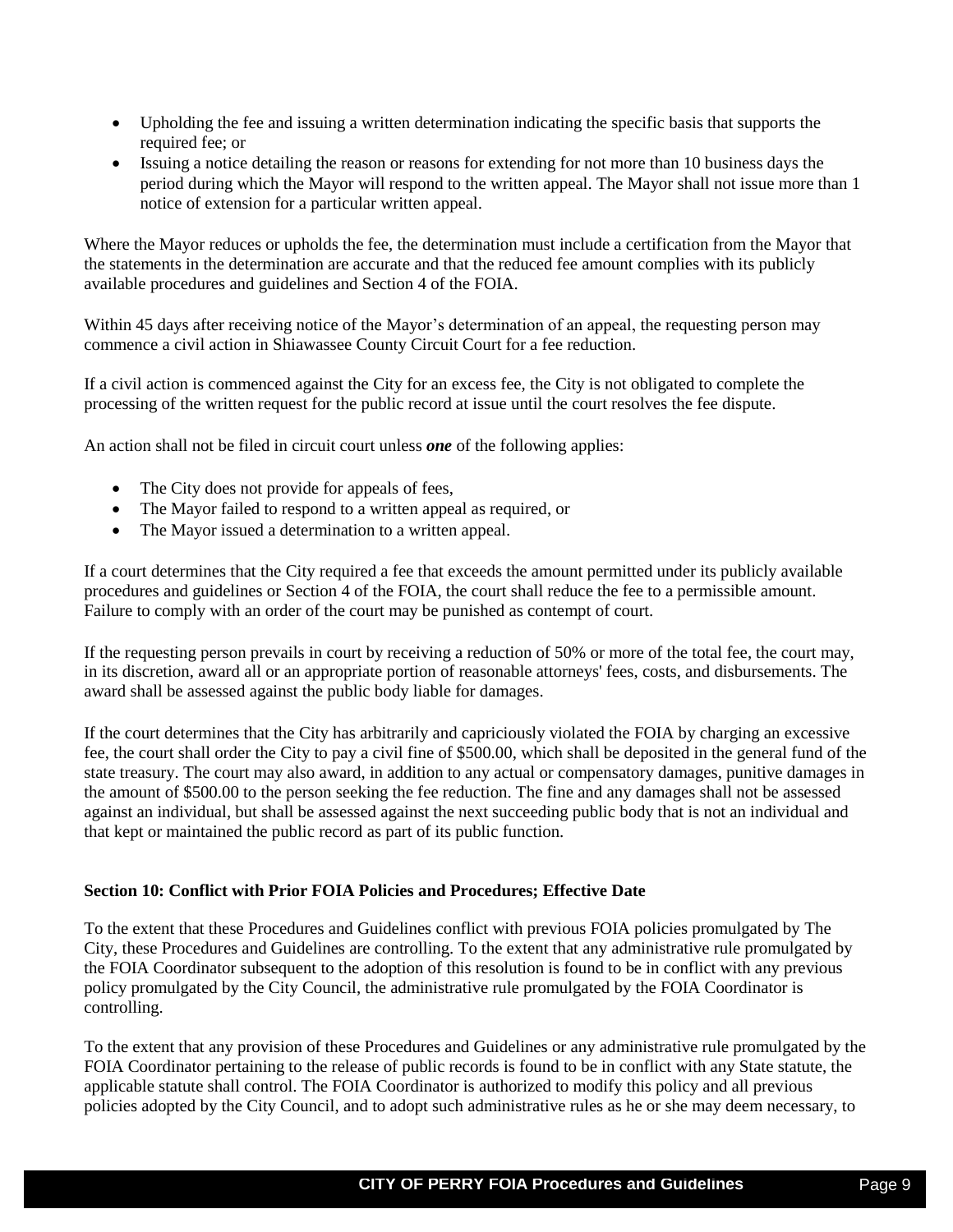- Upholding the fee and issuing a written determination indicating the specific basis that supports the required fee; or
- Issuing a notice detailing the reason or reasons for extending for not more than 10 business days the period during which the Mayor will respond to the written appeal. The Mayor shall not issue more than 1 notice of extension for a particular written appeal.

Where the Mayor reduces or upholds the fee, the determination must include a certification from the Mayor that the statements in the determination are accurate and that the reduced fee amount complies with its publicly available procedures and guidelines and Section 4 of the FOIA.

Within 45 days after receiving notice of the Mayor's determination of an appeal, the requesting person may commence a civil action in Shiawassee County Circuit Court for a fee reduction.

If a civil action is commenced against the City for an excess fee, the City is not obligated to complete the processing of the written request for the public record at issue until the court resolves the fee dispute.

An action shall not be filed in circuit court unless ***one*** of the following applies:

- The City does not provide for appeals of fees,
- The Mayor failed to respond to a written appeal as required, or
- The Mayor issued a determination to a written appeal.

If a court determines that the City required a fee that exceeds the amount permitted under its publicly available procedures and guidelines or Section 4 of the FOIA, the court shall reduce the fee to a permissible amount. Failure to comply with an order of the court may be punished as contempt of court.

If the requesting person prevails in court by receiving a reduction of 50% or more of the total fee, the court may, in its discretion, award all or an appropriate portion of reasonable attorneys' fees, costs, and disbursements. The award shall be assessed against the public body liable for damages.

If the court determines that the City has arbitrarily and capriciously violated the FOIA by charging an excessive fee, the court shall order the City to pay a civil fine of $500.00, which shall be deposited in the general fund of the state treasury. The court may also award, in addition to any actual or compensatory damages, punitive damages in the amount of $500.00 to the person seeking the fee reduction. The fine and any damages shall not be assessed against an individual, but shall be assessed against the next succeeding public body that is not an individual and that kept or maintained the public record as part of its public function.

**Section 10: Conflict with Prior FOIA Policies and Procedures; Effective Date**

To the extent that these Procedures and Guidelines conflict with previous FOIA policies promulgated by The City, these Procedures and Guidelines are controlling. To the extent that any administrative rule promulgated by the FOIA Coordinator subsequent to the adoption of this resolution is found to be in conflict with any previous policy promulgated by the City Council, the administrative rule promulgated by the FOIA Coordinator is controlling.

To the extent that any provision of these Procedures and Guidelines or any administrative rule promulgated by the FOIA Coordinator pertaining to the release of public records is found to be in conflict with any State statute, the applicable statute shall control. The FOIA Coordinator is authorized to modify this policy and all previous policies adopted by the City Council, and to adopt such administrative rules as he or she may deem necessary, to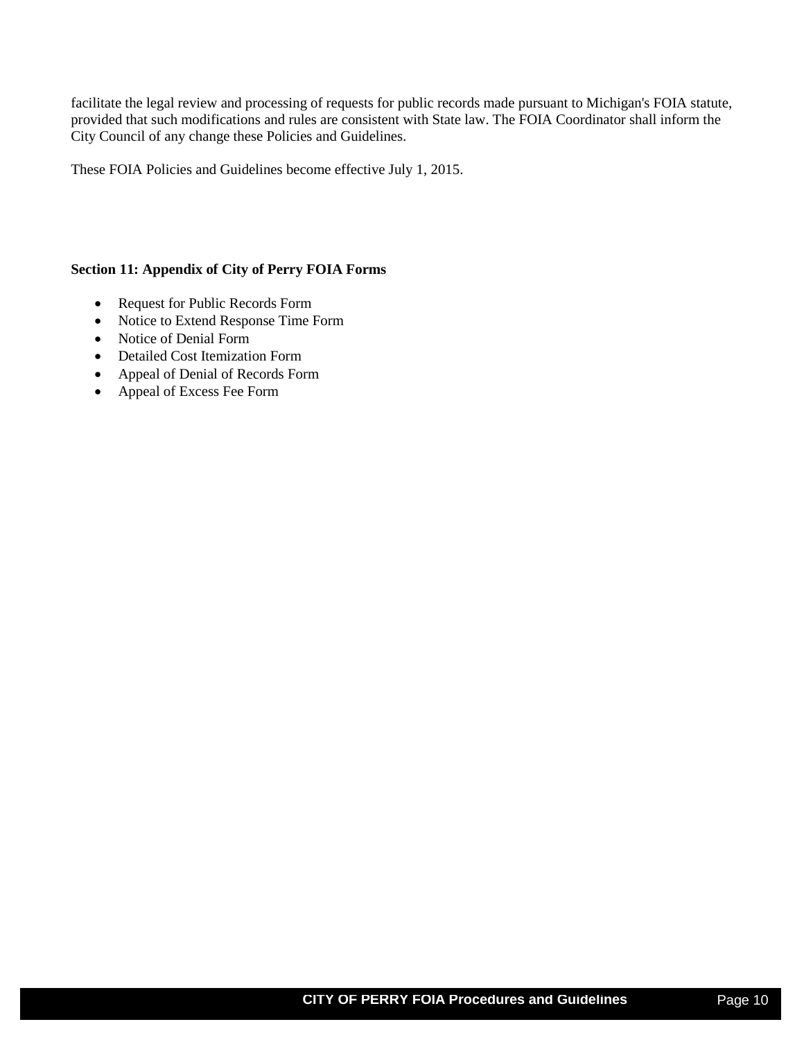facilitate the legal review and processing of requests for public records made pursuant to Michigan's FOIA statute, provided that such modifications and rules are consistent with State law. The FOIA Coordinator shall inform the City Council of any change these Policies and Guidelines.

These FOIA Policies and Guidelines become effective July 1, 2015.

**Section 11: Appendix of City of Perry FOIA Forms**

- Request for Public Records Form
- Notice to Extend Response Time Form
- Notice of Denial Form
- Detailed Cost Itemization Form
- Appeal of Denial of Records Form
- Appeal of Excess Fee Form